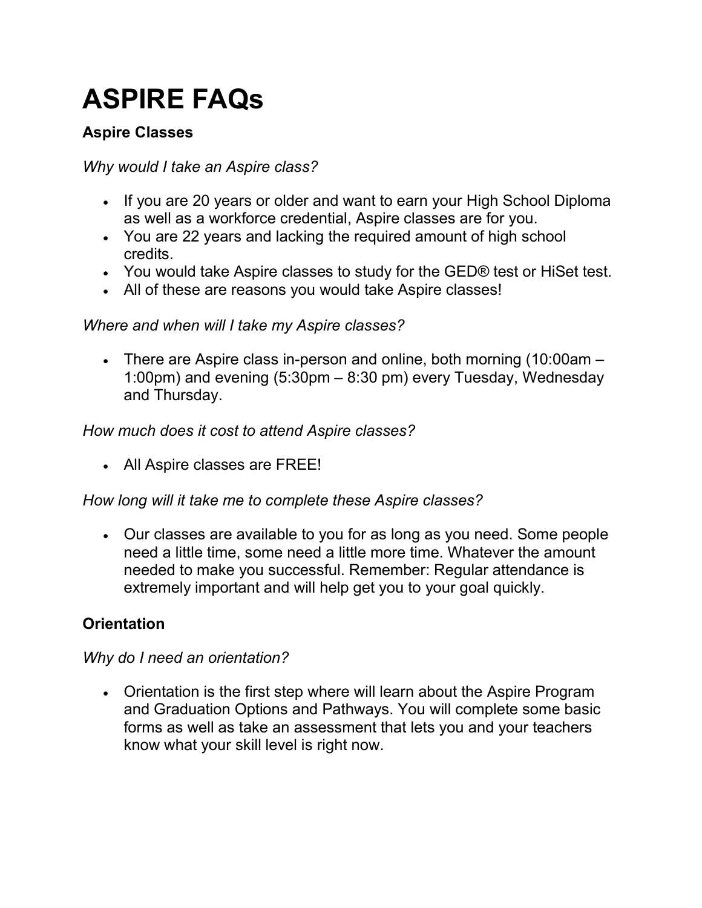# ASPIRE FAQs

### Aspire Classes

*Why would I take an Aspire class?*

- If you are 20 years or older and want to earn your High School Diploma as well as a workforce credential, Aspire classes are for you.
- You are 22 years and lacking the required amount of high school credits.
- You would take Aspire classes to study for the GED® test or HiSet test.
- All of these are reasons you would take Aspire classes!

*Where and when will I take my Aspire classes?*

- There are Aspire class in-person and online, both morning (10:00am – 1:00pm) and evening (5:30pm – 8:30 pm) every Tuesday, Wednesday and Thursday.

*How much does it cost to attend Aspire classes?*

- All Aspire classes are FREE!

*How long will it take me to complete these Aspire classes?*

- Our classes are available to you for as long as you need. Some people need a little time, some need a little more time. Whatever the amount needed to make you successful. Remember: Regular attendance is extremely important and will help get you to your goal quickly.

### Orientation

*Why do I need an orientation?*

- Orientation is the first step where will learn about the Aspire Program and Graduation Options and Pathways. You will complete some basic forms as well as take an assessment that lets you and your teachers know what your skill level is right now.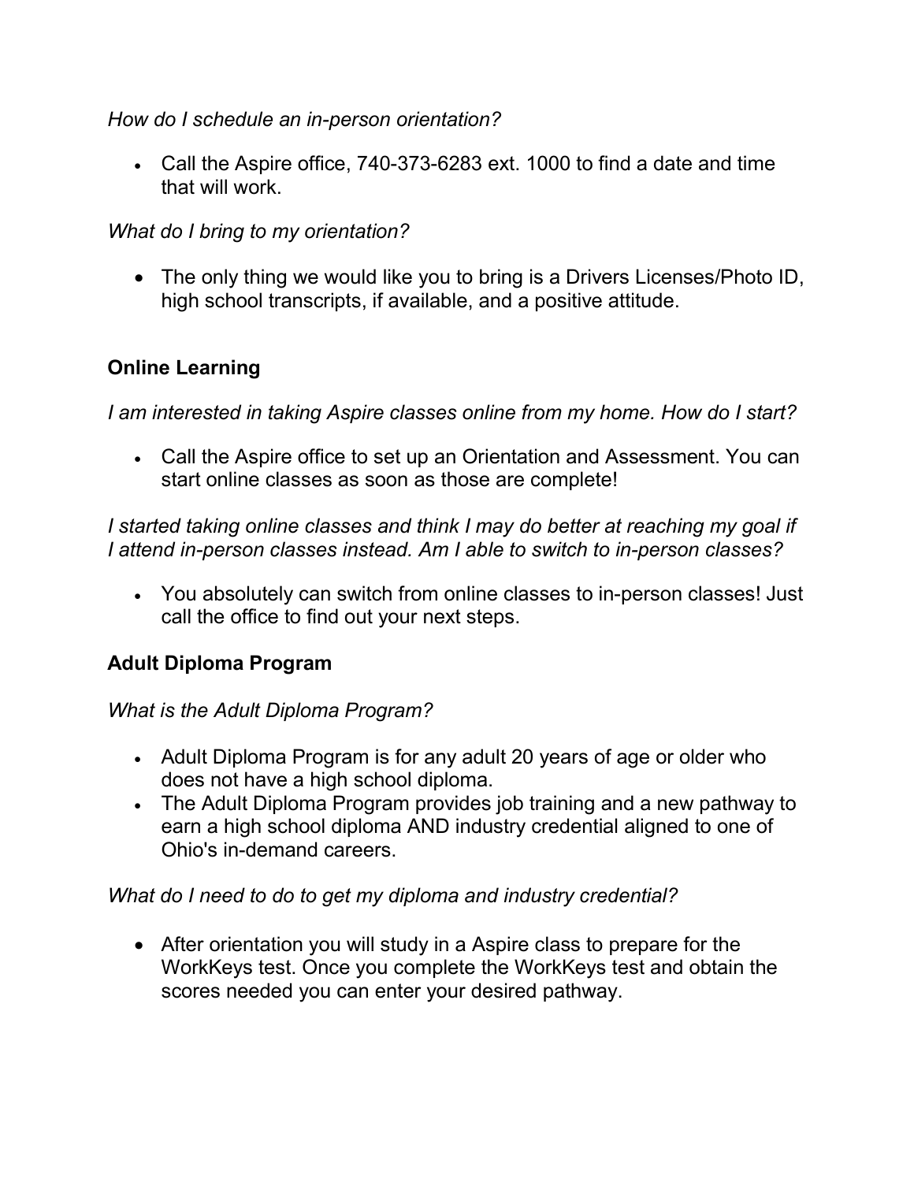*How do I schedule an in-person orientation?*

- Call the Aspire office, 740-373-6283 ext. 1000 to find a date and time that will work.

*What do I bring to my orientation?*

- The only thing we would like you to bring is a Drivers Licenses/Photo ID, high school transcripts, if available, and a positive attitude.

## Online Learning

*I am interested in taking Aspire classes online from my home. How do I start?*

- Call the Aspire office to set up an Orientation and Assessment. You can start online classes as soon as those are complete!

*I started taking online classes and think I may do better at reaching my goal if I attend in-person classes instead. Am I able to switch to in-person classes?*

- You absolutely can switch from online classes to in-person classes! Just call the office to find out your next steps.

## Adult Diploma Program

*What is the Adult Diploma Program?*

- Adult Diploma Program is for any adult 20 years of age or older who does not have a high school diploma.
- The Adult Diploma Program provides job training and a new pathway to earn a high school diploma AND industry credential aligned to one of Ohio's in-demand careers.

*What do I need to do to get my diploma and industry credential?*

- After orientation you will study in a Aspire class to prepare for the WorkKeys test. Once you complete the WorkKeys test and obtain the scores needed you can enter your desired pathway.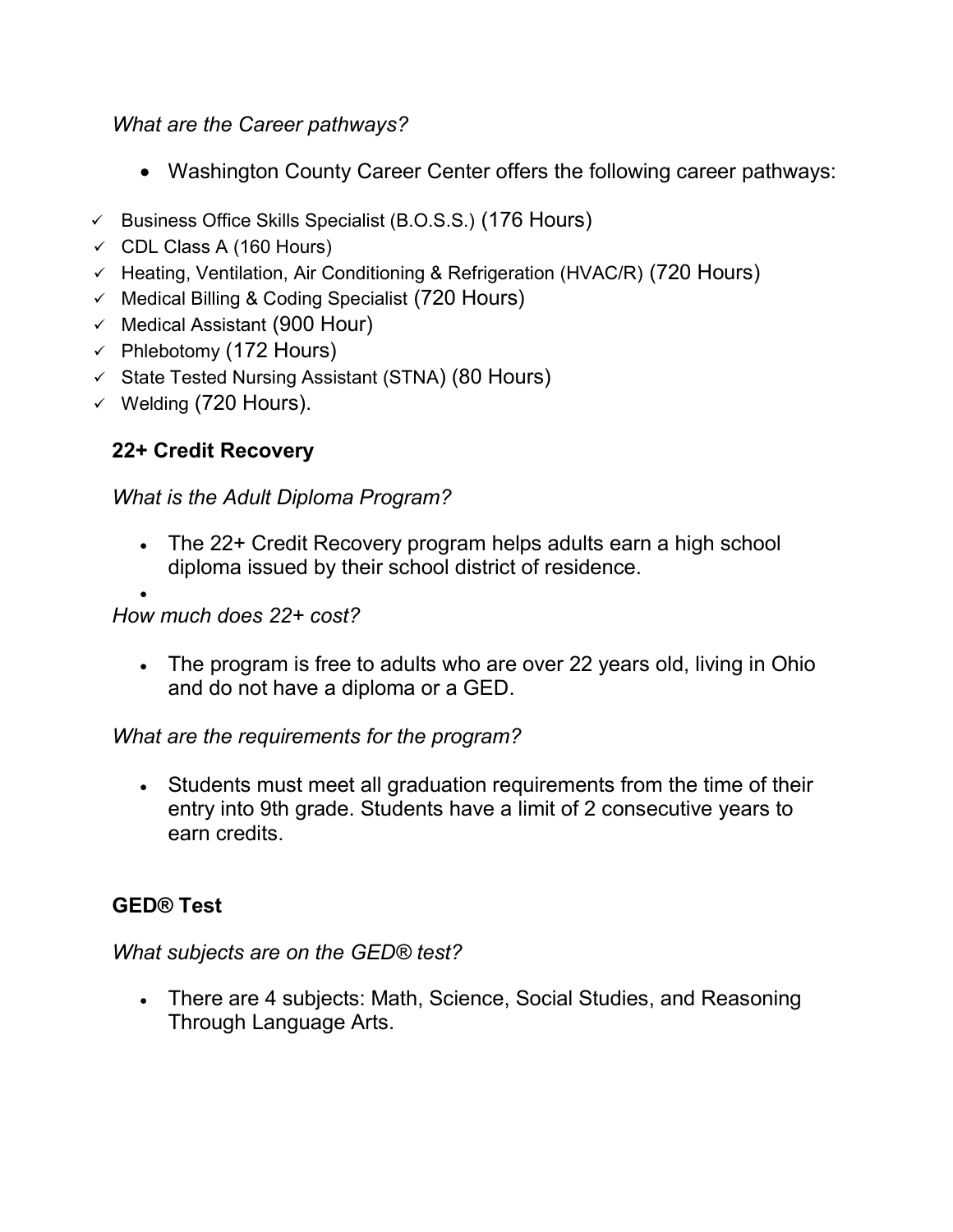*What are the Career pathways?*

- Washington County Career Center offers the following career pathways:

- ✓ Business Office Skills Specialist (B.O.S.S.) (176 Hours)
- ✓ CDL Class A (160 Hours)
- ✓ Heating, Ventilation, Air Conditioning & Refrigeration (HVAC/R) (720 Hours)
- ✓ Medical Billing & Coding Specialist (720 Hours)
- ✓ Medical Assistant (900 Hour)
- ✓ Phlebotomy (172 Hours)
- ✓ State Tested Nursing Assistant (STNA) (80 Hours)
- ✓ Welding (720 Hours).

**22+ Credit Recovery**

*What is the Adult Diploma Program?*

- The 22+ Credit Recovery program helps adults earn a high school diploma issued by their school district of residence.

*How much does 22+ cost?*

- The program is free to adults who are over 22 years old, living in Ohio and do not have a diploma or a GED.

*What are the requirements for the program?*

- Students must meet all graduation requirements from the time of their entry into 9th grade. Students have a limit of 2 consecutive years to earn credits.

**GED® Test**

*What subjects are on the GED® test?*

- There are 4 subjects: Math, Science, Social Studies, and Reasoning Through Language Arts.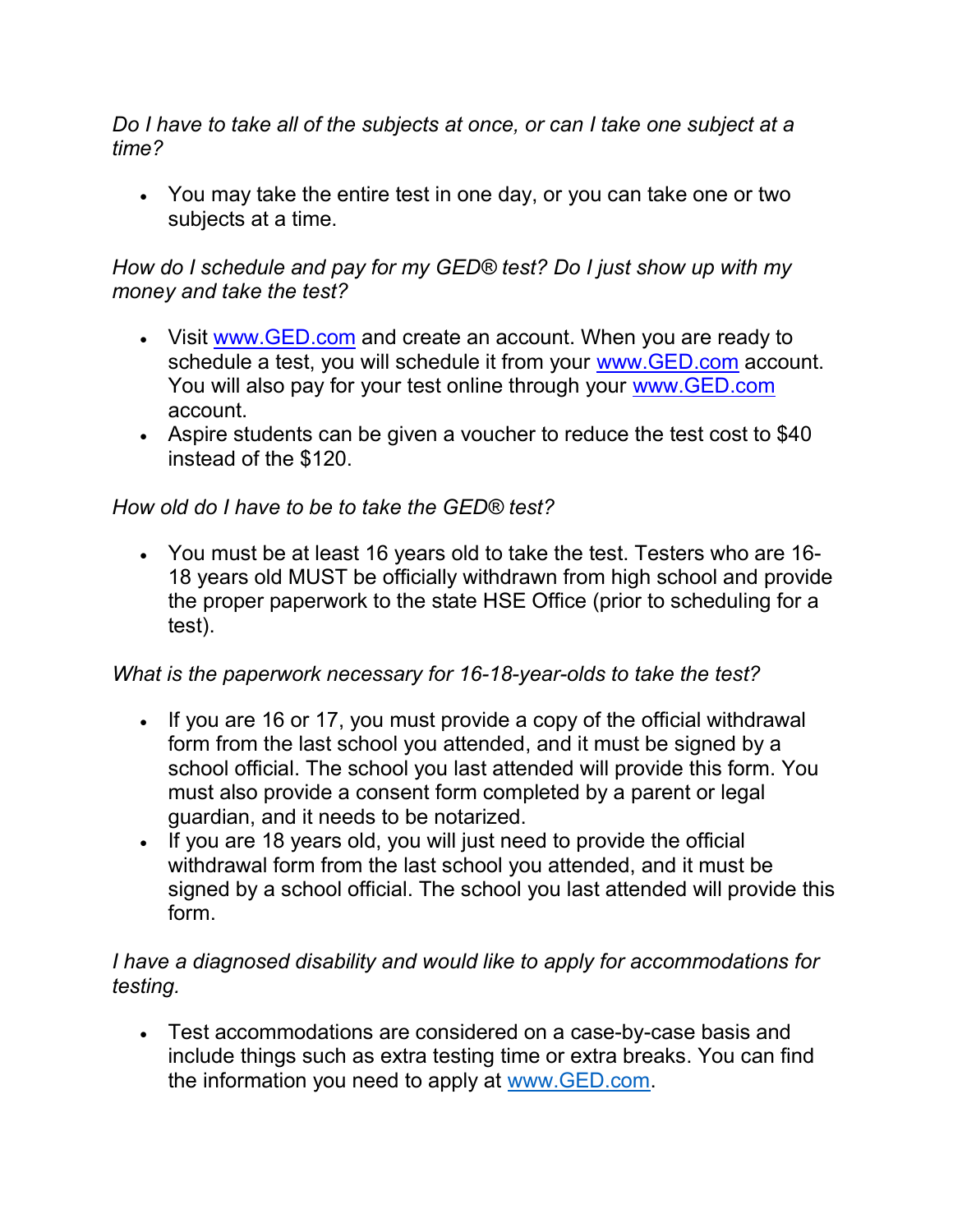*Do I have to take all of the subjects at once, or can I take one subject at a time?*

- You may take the entire test in one day, or you can take one or two subjects at a time.

*How do I schedule and pay for my GED® test? Do I just show up with my money and take the test?*

- Visit [www.GED.com](http://www.GED.com) and create an account. When you are ready to schedule a test, you will schedule it from your [www.GED.com](http://www.GED.com) account. You will also pay for your test online through your [www.GED.com](http://www.GED.com) account.
- Aspire students can be given a voucher to reduce the test cost to $40 instead of the $120.

*How old do I have to be to take the GED® test?*

- You must be at least 16 years old to take the test. Testers who are 16-18 years old MUST be officially withdrawn from high school and provide the proper paperwork to the state HSE Office (prior to scheduling for a test).

*What is the paperwork necessary for 16-18-year-olds to take the test?*

- If you are 16 or 17, you must provide a copy of the official withdrawal form from the last school you attended, and it must be signed by a school official. The school you last attended will provide this form. You must also provide a consent form completed by a parent or legal guardian, and it needs to be notarized.
- If you are 18 years old, you will just need to provide the official withdrawal form from the last school you attended, and it must be signed by a school official. The school you last attended will provide this form.

*I have a diagnosed disability and would like to apply for accommodations for testing.*

- Test accommodations are considered on a case-by-case basis and include things such as extra testing time or extra breaks. You can find the information you need to apply at [www.GED.com](http://www.GED.com).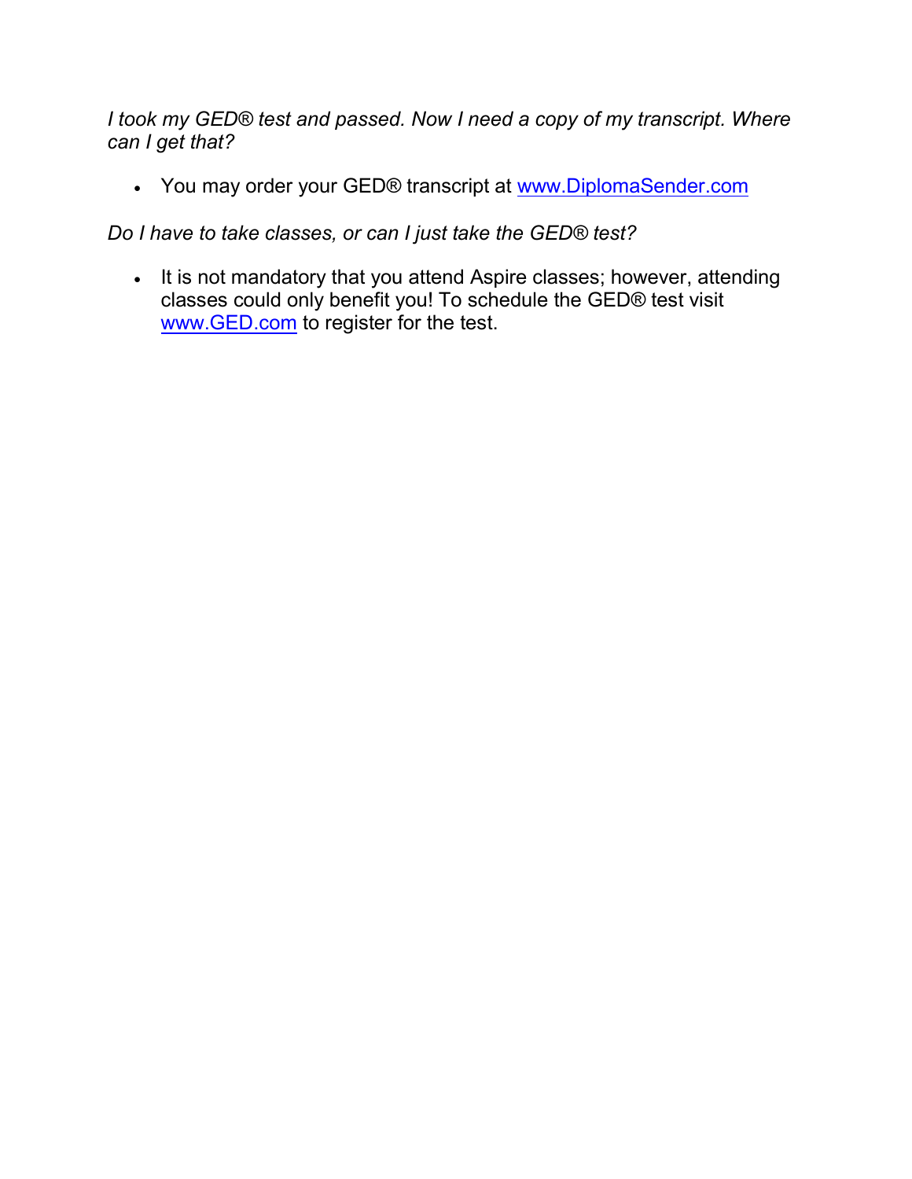*I took my GED® test and passed. Now I need a copy of my transcript. Where can I get that?*

- You may order your GED® transcript at [www.DiplomaSender.com](http://www.DiplomaSender.com)

*Do I have to take classes, or can I just take the GED® test?*

- It is not mandatory that you attend Aspire classes; however, attending classes could only benefit you! To schedule the GED® test visit [www.GED.com](http://www.GED.com) to register for the test.